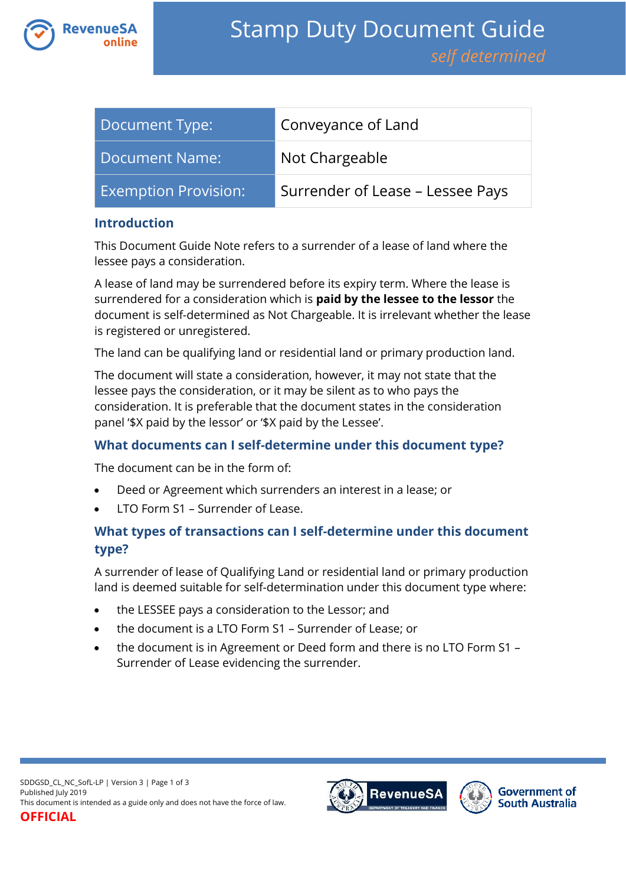# Stamp Duty Document Guide

*self determined*

| Document Type: | Conveyance of Land |
|---|---|
| Document Name: | Not Chargeable |
| Exemption Provision: | Surrender of Lease – Lessee Pays |

## Introduction

This Document Guide Note refers to a surrender of a lease of land where the lessee pays a consideration.

A lease of land may be surrendered before its expiry term. Where the lease is surrendered for a consideration which is **paid by the lessee to the lessor** the document is self-determined as Not Chargeable. It is irrelevant whether the lease is registered or unregistered.

The land can be qualifying land or residential land or primary production land.

The document will state a consideration, however, it may not state that the lessee pays the consideration, or it may be silent as to who pays the consideration. It is preferable that the document states in the consideration panel '$X paid by the lessor' or '$X paid by the Lessee'.

## What documents can I self-determine under this document type?

The document can be in the form of:

- Deed or Agreement which surrenders an interest in a lease; or
- LTO Form S1 – Surrender of Lease.

## What types of transactions can I self-determine under this document type?

A surrender of lease of Qualifying Land or residential land or primary production land is deemed suitable for self-determination under this document type where:

- the LESSEE pays a consideration to the Lessor; and
- the document is a LTO Form S1 – Surrender of Lease; or
- the document is in Agreement or Deed form and there is no LTO Form S1 – Surrender of Lease evidencing the surrender.

SDDGSD_CL_NC_SofL-LP | Version 3
Published July 2019
This document is intended as a guide only and does not have the force of law.
**OFFICIAL**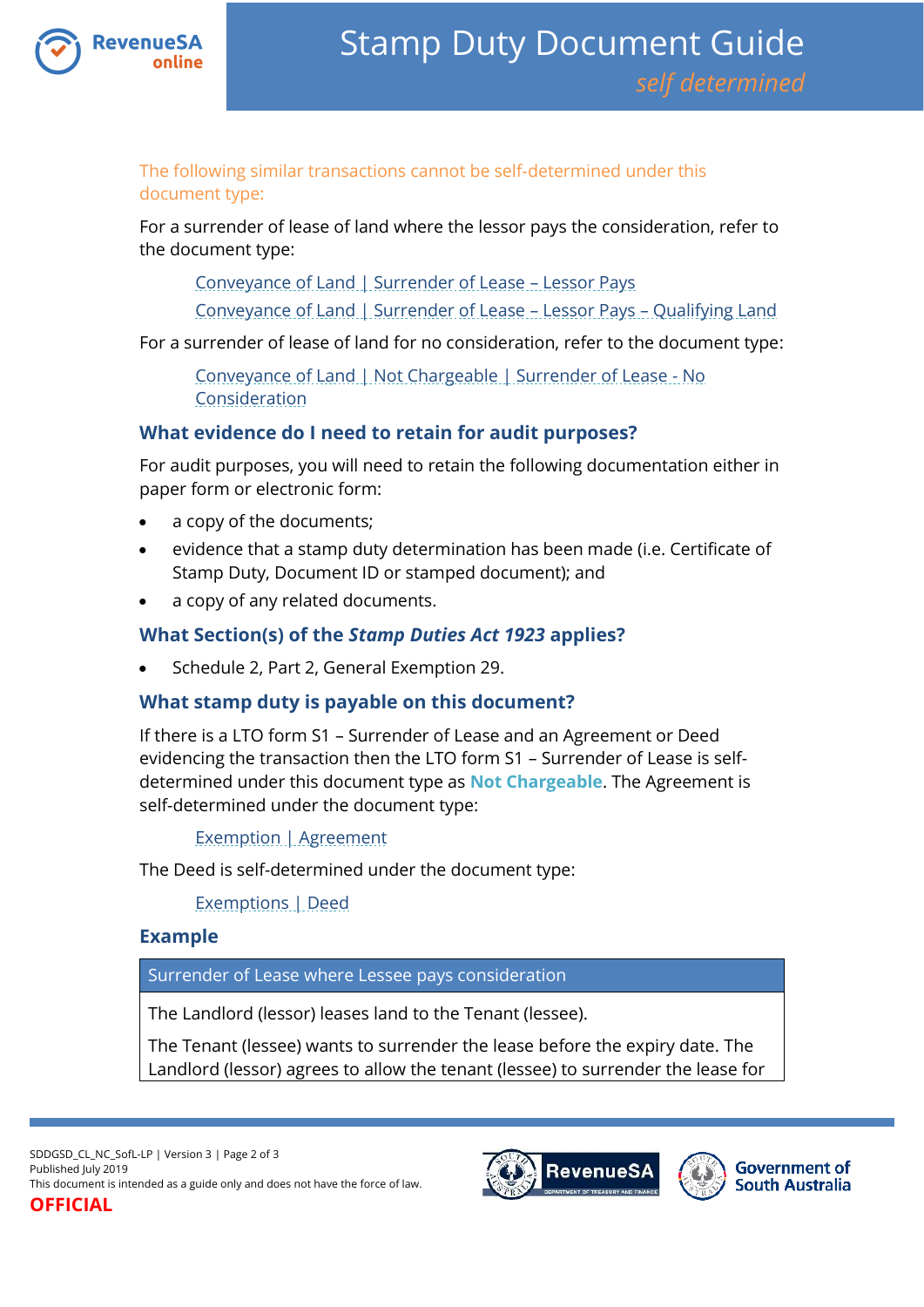The following similar transactions cannot be self-determined under this document type:

For a surrender of lease of land where the lessor pays the consideration, refer to the document type:

> Conveyance of Land | Surrender of Lease – Lessor Pays
>
> Conveyance of Land | Surrender of Lease – Lessor Pays – Qualifying Land

For a surrender of lease of land for no consideration, refer to the document type:

> Conveyance of Land | Not Chargeable | Surrender of Lease - No Consideration

## What evidence do I need to retain for audit purposes?

For audit purposes, you will need to retain the following documentation either in paper form or electronic form:

- a copy of the documents;
- evidence that a stamp duty determination has been made (i.e. Certificate of Stamp Duty, Document ID or stamped document); and
- a copy of any related documents.

## What Section(s) of the *Stamp Duties Act 1923* applies?

- Schedule 2, Part 2, General Exemption 29.

## What stamp duty is payable on this document?

If there is a LTO form S1 – Surrender of Lease and an Agreement or Deed evidencing the transaction then the LTO form S1 – Surrender of Lease is self-determined under this document type as **Not Chargeable**. The Agreement is self-determined under the document type:

> Exemption | Agreement

The Deed is self-determined under the document type:

> Exemptions | Deed

## Example

| Surrender of Lease where Lessee pays consideration |
|---|
| The Landlord (lessor) leases land to the Tenant (lessee).<br><br>The Tenant (lessee) wants to surrender the lease before the expiry date. The Landlord (lessor) agrees to allow the tenant (lessee) to surrender the lease for |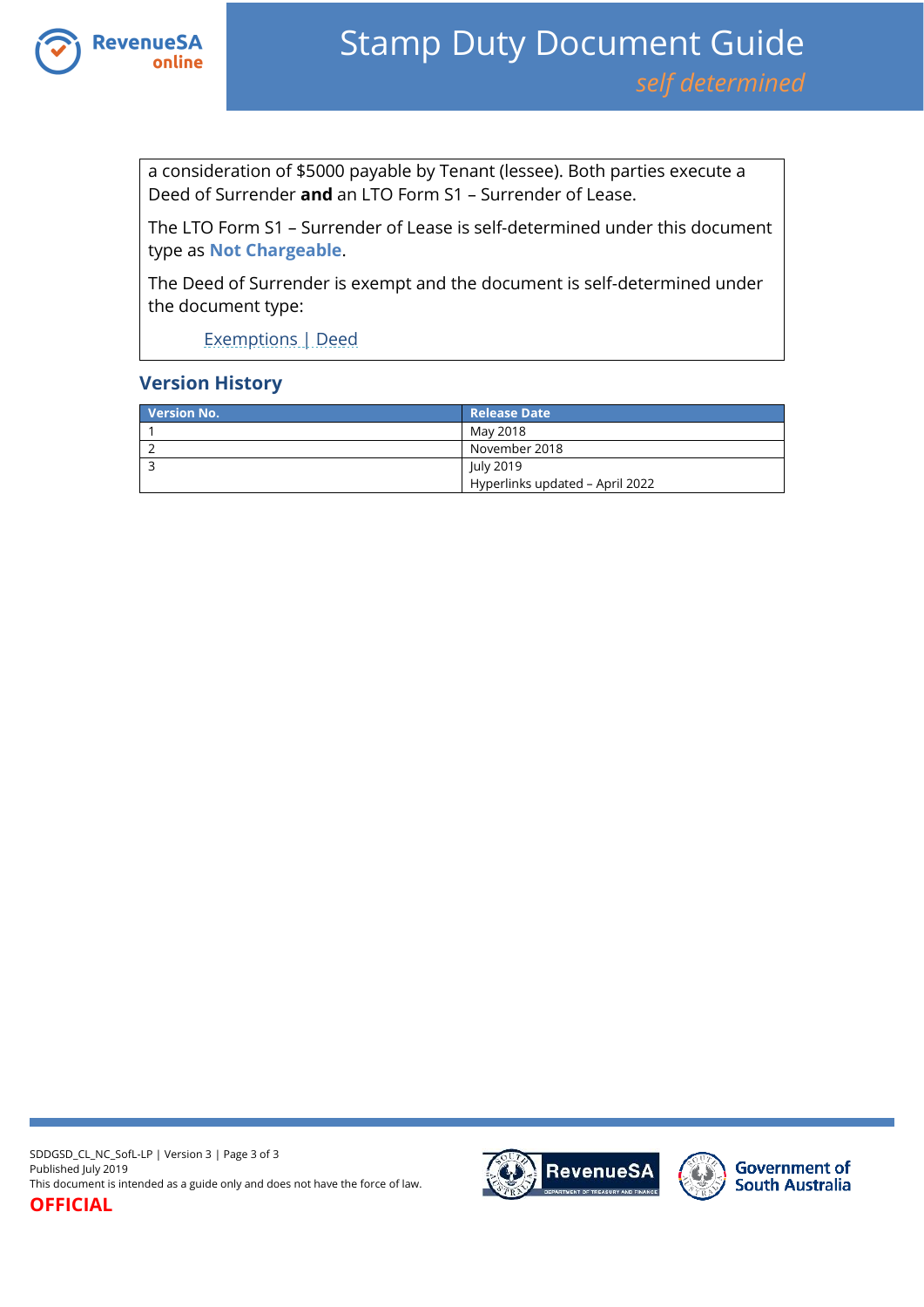a consideration of $5000 payable by Tenant (lessee). Both parties execute a Deed of Surrender **and** an LTO Form S1 – Surrender of Lease.

The LTO Form S1 – Surrender of Lease is self-determined under this document type as **Not Chargeable**.

The Deed of Surrender is exempt and the document is self-determined under the document type:

Exemptions | Deed

## Version History

| Version No. | Release Date |
|---|---|
| 1 | May 2018 |
| 2 | November 2018 |
| 3 | July 2019<br>Hyperlinks updated – April 2022 |

SDDGSD_CL_NC_SofL-LP | Version 3 | Page 3 of 3
Published July 2019
This document is intended as a guide only and does not have the force of law.

**OFFICIAL**